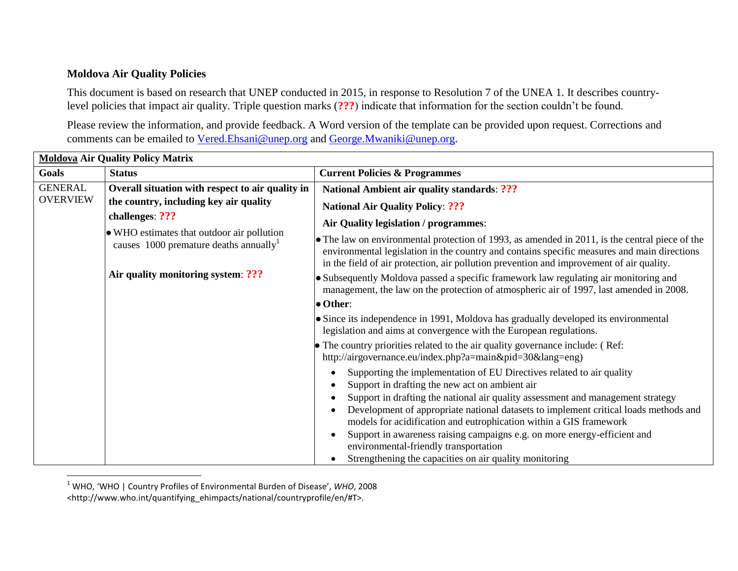**Moldova Air Quality Policies**

This document is based on research that UNEP conducted in 2015, in response to Resolution 7 of the UNEA 1. It describes country-level policies that impact air quality. Triple question marks (**???**) indicate that information for the section couldn't be found.

Please review the information, and provide feedback. A Word version of the template can be provided upon request. Corrections and comments can be emailed to Vered.Ehsani@unep.org and George.Mwaniki@unep.org.

| **Moldova Air Quality Policy Matrix** | | |
|---|---|---|
| **Goals** | **Status** | **Current Policies & Programmes** |
| GENERAL OVERVIEW | **Overall situation with respect to air quality in the country, including key air quality challenges**: **???**<br><br>• WHO estimates that outdoor air pollution causes 1000 premature deaths annually[1]<br><br>**Air quality monitoring system**: **???** | **National Ambient air quality standards**: **???**<br><br>**National Air Quality Policy**: **???**<br><br>**Air Quality legislation / programmes**:<br><br>• The law on environmental protection of 1993, as amended in 2011, is the central piece of the environmental legislation in the country and contains specific measures and main directions in the field of air protection, air pollution prevention and improvement of air quality.<br>• Subsequently Moldova passed a specific framework law regulating air monitoring and management, the law on the protection of atmospheric air of 1997, last amended in 2008.<br>• **Other**:<br>• Since its independence in 1991, Moldova has gradually developed its environmental legislation and aims at convergence with the European regulations.<br>• The country priorities related to the air quality governance include: ( Ref: http://airgovernance.eu/index.php?a=main&pid=30&lang=eng)<br>  • Supporting the implementation of EU Directives related to air quality<br>  • Support in drafting the new act on ambient air<br>  • Support in drafting the national air quality assessment and management strategy<br>  • Development of appropriate national datasets to implement critical loads methods and models for acidification and eutrophication within a GIS framework<br>  • Support in awareness raising campaigns e.g. on more energy-efficient and environmental-friendly transportation<br>  • Strengthening the capacities on air quality monitoring |

[1] WHO, 'WHO | Country Profiles of Environmental Burden of Disease', *WHO*, 2008 <http://www.who.int/quantifying_ehimpacts/national/countryprofile/en/#T>.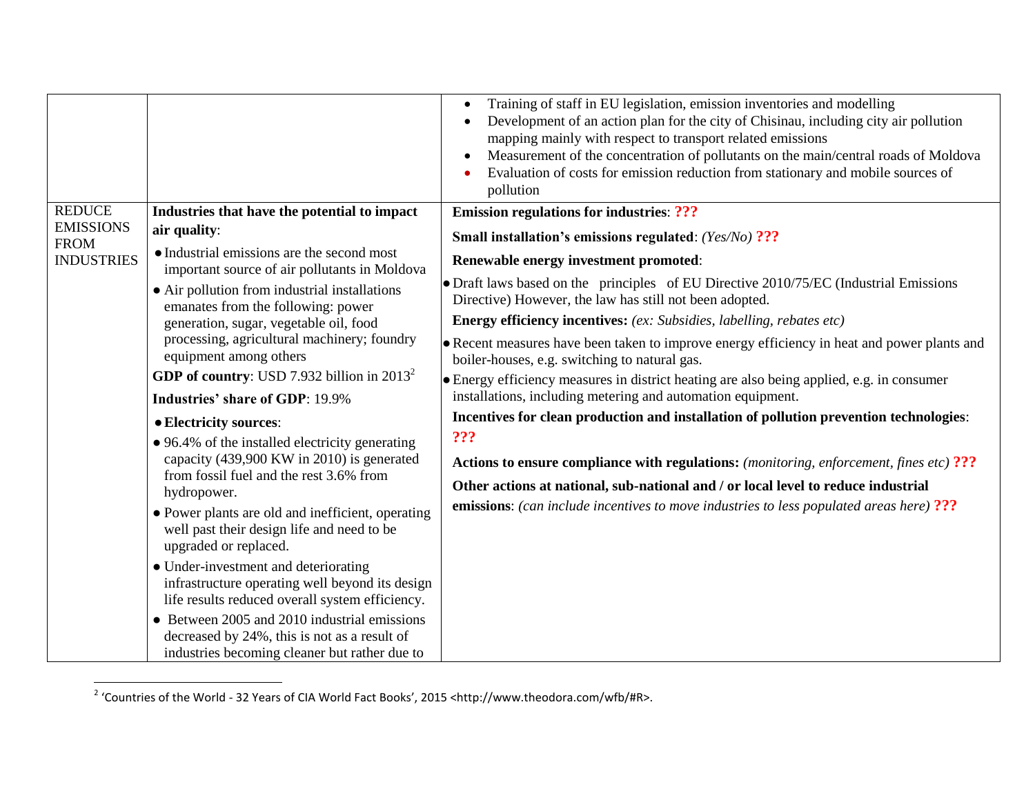| | | |
|---|---|---|
| | | • Training of staff in EU legislation, emission inventories and modelling<br>• Development of an action plan for the city of Chisinau, including city air pollution mapping mainly with respect to transport related emissions<br>• Measurement of the concentration of pollutants on the main/central roads of Moldova<br>• Evaluation of costs for emission reduction from stationary and mobile sources of pollution |
| REDUCE EMISSIONS FROM INDUSTRIES | **Industries that have the potential to impact air quality**:<br>● Industrial emissions are the second most important source of air pollutants in Moldova<br>● Air pollution from industrial installations emanates from the following: power generation, sugar, vegetable oil, food processing, agricultural machinery; foundry equipment among others<br>**GDP of country**: USD 7.932 billion in 2013[2]<br>**Industries' share of GDP**: 19.9%<br>● **Electricity sources**:<br>● 96.4% of the installed electricity generating capacity (439,900 KW in 2010) is generated from fossil fuel and the rest 3.6% from hydropower.<br>● Power plants are old and inefficient, operating well past their design life and need to be upgraded or replaced.<br>● Under-investment and deteriorating infrastructure operating well beyond its design life results reduced overall system efficiency.<br>● Between 2005 and 2010 industrial emissions decreased by 24%, this is not as a result of industries becoming cleaner but rather due to | **Emission regulations for industries**: **???**<br>**Small installation's emissions regulated**: *(Yes/No)* **???**<br>**Renewable energy investment promoted**:<br>● Draft laws based on the principles of EU Directive 2010/75/EC (Industrial Emissions Directive) However, the law has still not been adopted.<br>**Energy efficiency incentives:** *(ex: Subsidies, labelling, rebates etc)*<br>● Recent measures have been taken to improve energy efficiency in heat and power plants and boiler-houses, e.g. switching to natural gas.<br>● Energy efficiency measures in district heating are also being applied, e.g. in consumer installations, including metering and automation equipment.<br>**Incentives for clean production and installation of pollution prevention technologies**: **???**<br>**Actions to ensure compliance with regulations:** *(monitoring, enforcement, fines etc)* **???**<br>**Other actions at national, sub-national and / or local level to reduce industrial emissions**: *(can include incentives to move industries to less populated areas here)* **???** |

[2] 'Countries of the World - 32 Years of CIA World Fact Books', 2015 <http://www.theodora.com/wfb/#R>.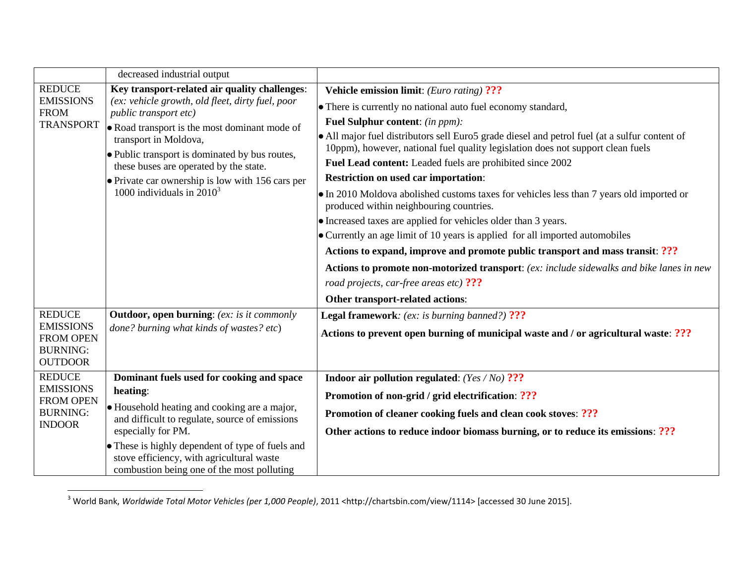| | | |
|---|---|---|
| | decreased industrial output | |
| REDUCE EMISSIONS FROM TRANSPORT | **Key transport-related air quality challenges**: *(ex: vehicle growth, old fleet, dirty fuel, poor public transport etc)*<br>• Road transport is the most dominant mode of transport in Moldova,<br>• Public transport is dominated by bus routes, these buses are operated by the state.<br>• Private car ownership is low with 156 cars per 1000 individuals in 2010[3] | **Vehicle emission limit**: *(Euro rating)* **???**<br>• There is currently no national auto fuel economy standard,<br>**Fuel Sulphur content**: *(in ppm):*<br>• All major fuel distributors sell Euro5 grade diesel and petrol fuel (at a sulfur content of 10ppm), however, national fuel quality legislation does not support clean fuels<br>**Fuel Lead content:** Leaded fuels are prohibited since 2002<br>**Restriction on used car importation**:<br>• In 2010 Moldova abolished customs taxes for vehicles less than 7 years old imported or produced within neighbouring countries.<br>• Increased taxes are applied for vehicles older than 3 years.<br>• Currently an age limit of 10 years is applied for all imported automobiles<br>**Actions to expand, improve and promote public transport and mass transit**: **???**<br>**Actions to promote non-motorized transport**: *(ex: include sidewalks and bike lanes in new road projects, car-free areas etc)* **???**<br>**Other transport-related actions**: |
| REDUCE EMISSIONS FROM OPEN BURNING: OUTDOOR | **Outdoor, open burning**: *(ex: is it commonly done? burning what kinds of wastes? etc)* | **Legal framework**: *(ex: is burning banned?)* **???**<br>**Actions to prevent open burning of municipal waste and / or agricultural waste**: **???** |
| REDUCE EMISSIONS FROM OPEN BURNING: INDOOR | **Dominant fuels used for cooking and space heating**:<br>• Household heating and cooking are a major, and difficult to regulate, source of emissions especially for PM.<br>• These is highly dependent of type of fuels and stove efficiency, with agricultural waste combustion being one of the most polluting | **Indoor air pollution regulated**: *(Yes / No)* **???**<br>**Promotion of non-grid / grid electrification**: **???**<br>**Promotion of cleaner cooking fuels and clean cook stoves**: **???**<br>**Other actions to reduce indoor biomass burning, or to reduce its emissions**: **???** |

[3] World Bank, *Worldwide Total Motor Vehicles (per 1,000 People)*, 2011 <http://chartsbin.com/view/1114> [accessed 30 June 2015].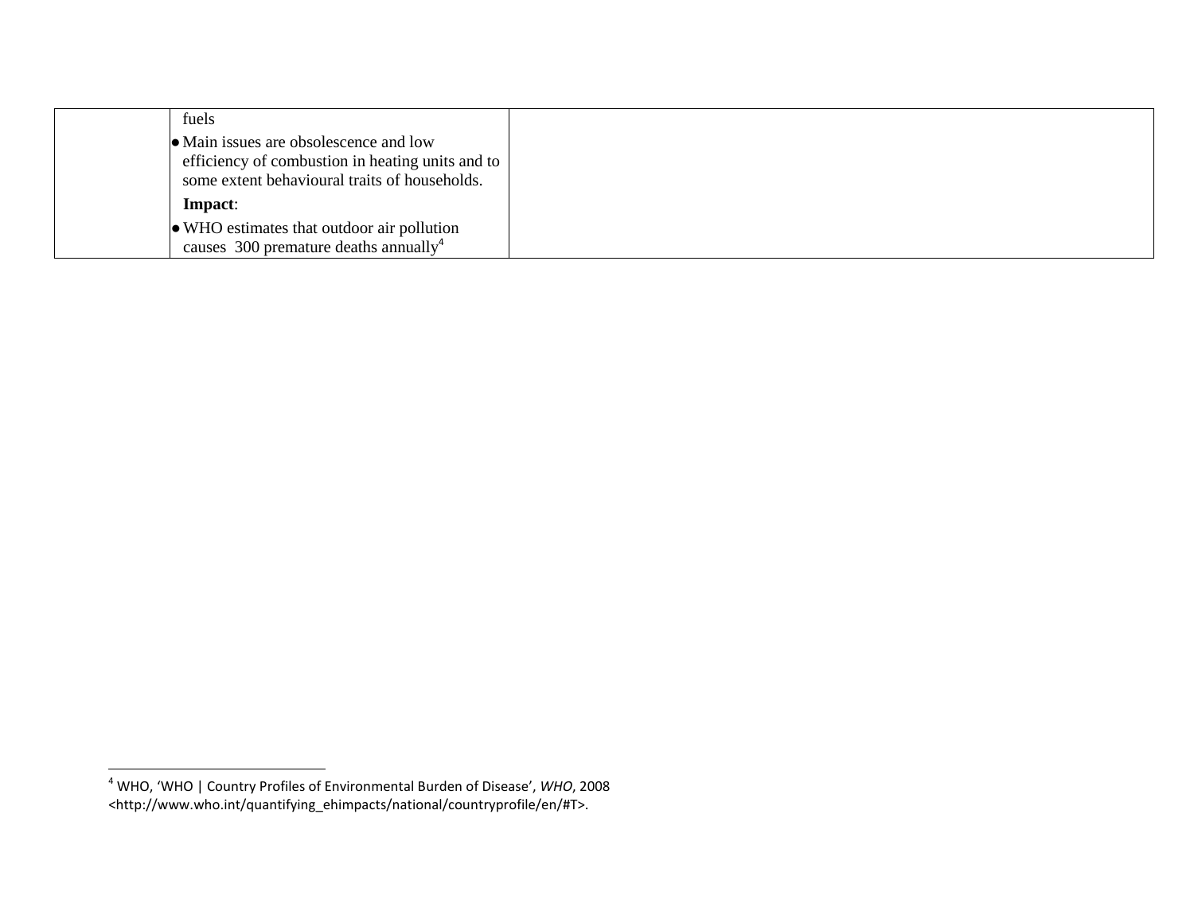| | | |
|---|---|---|
| | fuels<br>● Main issues are obsolescence and low efficiency of combustion in heating units and to some extent behavioural traits of households.<br>**Impact**:<br>● WHO estimates that outdoor air pollution causes 300 premature deaths annually[4] | |

[4] WHO, 'WHO | Country Profiles of Environmental Burden of Disease', *WHO*, 2008 <http://www.who.int/quantifying_ehimpacts/national/countryprofile/en/#T>.